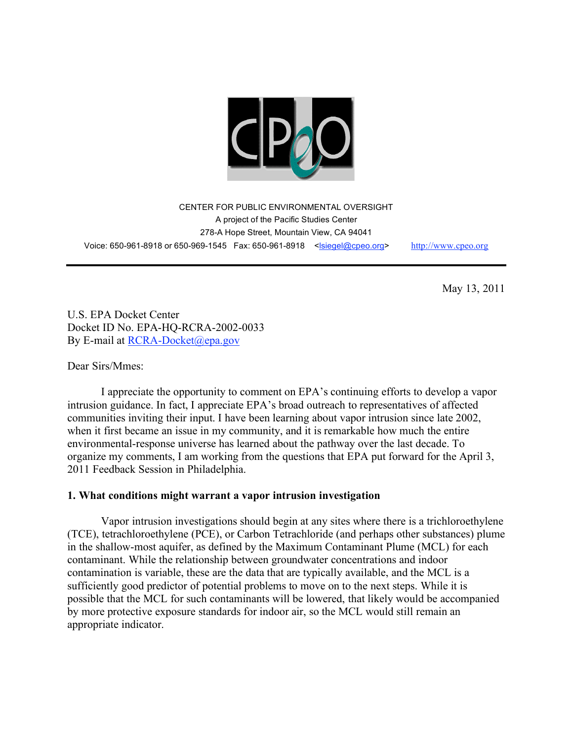CPEO

CENTER FOR PUBLIC ENVIRONMENTAL OVERSIGHT
A project of the Pacific Studies Center
278-A Hope Street, Mountain View, CA 94041
Voice: 650-961-8918 or 650-969-1545 Fax: 650-961-8918 <lsiegel@cpeo.org> http://www.cpeo.org

May 13, 2011

U.S. EPA Docket Center
Docket ID No. EPA-HQ-RCRA-2002-0033
By E-mail at RCRA-Docket@epa.gov

Dear Sirs/Mmes:

I appreciate the opportunity to comment on EPA's continuing efforts to develop a vapor intrusion guidance. In fact, I appreciate EPA's broad outreach to representatives of affected communities inviting their input. I have been learning about vapor intrusion since late 2002, when it first became an issue in my community, and it is remarkable how much the entire environmental-response universe has learned about the pathway over the last decade. To organize my comments, I am working from the questions that EPA put forward for the April 3, 2011 Feedback Session in Philadelphia.

**1. What conditions might warrant a vapor intrusion investigation**

Vapor intrusion investigations should begin at any sites where there is a trichloroethylene (TCE), tetrachloroethylene (PCE), or Carbon Tetrachloride (and perhaps other substances) plume in the shallow-most aquifer, as defined by the Maximum Contaminant Plume (MCL) for each contaminant. While the relationship between groundwater concentrations and indoor contamination is variable, these are the data that are typically available, and the MCL is a sufficiently good predictor of potential problems to move on to the next steps. While it is possible that the MCL for such contaminants will be lowered, that likely would be accompanied by more protective exposure standards for indoor air, so the MCL would still remain an appropriate indicator.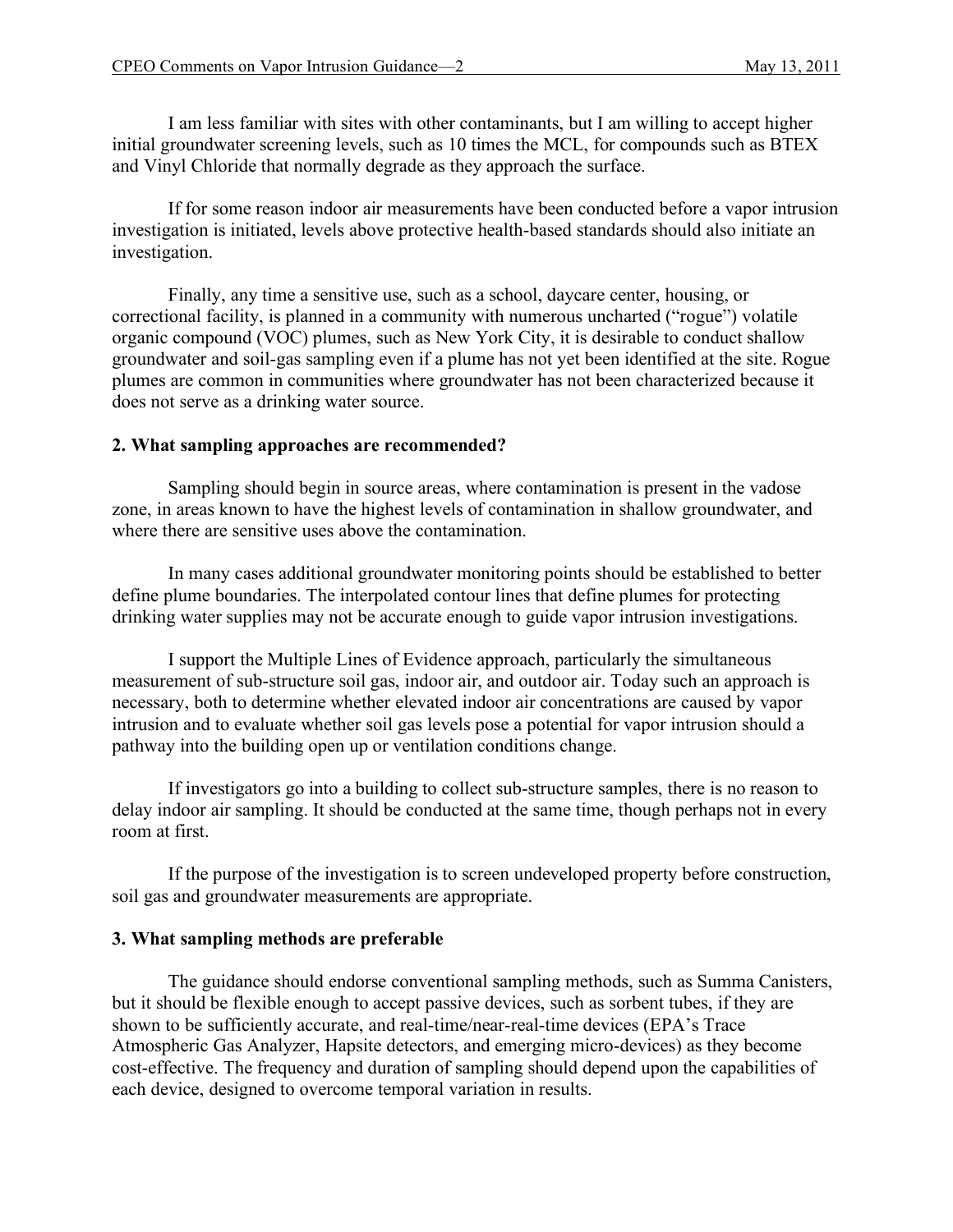I am less familiar with sites with other contaminants, but I am willing to accept higher initial groundwater screening levels, such as 10 times the MCL, for compounds such as BTEX and Vinyl Chloride that normally degrade as they approach the surface.

If for some reason indoor air measurements have been conducted before a vapor intrusion investigation is initiated, levels above protective health-based standards should also initiate an investigation.

Finally, any time a sensitive use, such as a school, daycare center, housing, or correctional facility, is planned in a community with numerous uncharted ("rogue") volatile organic compound (VOC) plumes, such as New York City, it is desirable to conduct shallow groundwater and soil-gas sampling even if a plume has not yet been identified at the site. Rogue plumes are common in communities where groundwater has not been characterized because it does not serve as a drinking water source.

**2. What sampling approaches are recommended?**

Sampling should begin in source areas, where contamination is present in the vadose zone, in areas known to have the highest levels of contamination in shallow groundwater, and where there are sensitive uses above the contamination.

In many cases additional groundwater monitoring points should be established to better define plume boundaries. The interpolated contour lines that define plumes for protecting drinking water supplies may not be accurate enough to guide vapor intrusion investigations.

I support the Multiple Lines of Evidence approach, particularly the simultaneous measurement of sub-structure soil gas, indoor air, and outdoor air. Today such an approach is necessary, both to determine whether elevated indoor air concentrations are caused by vapor intrusion and to evaluate whether soil gas levels pose a potential for vapor intrusion should a pathway into the building open up or ventilation conditions change.

If investigators go into a building to collect sub-structure samples, there is no reason to delay indoor air sampling. It should be conducted at the same time, though perhaps not in every room at first.

If the purpose of the investigation is to screen undeveloped property before construction, soil gas and groundwater measurements are appropriate.

**3. What sampling methods are preferable**

The guidance should endorse conventional sampling methods, such as Summa Canisters, but it should be flexible enough to accept passive devices, such as sorbent tubes, if they are shown to be sufficiently accurate, and real-time/near-real-time devices (EPA's Trace Atmospheric Gas Analyzer, Hapsite detectors, and emerging micro-devices) as they become cost-effective. The frequency and duration of sampling should depend upon the capabilities of each device, designed to overcome temporal variation in results.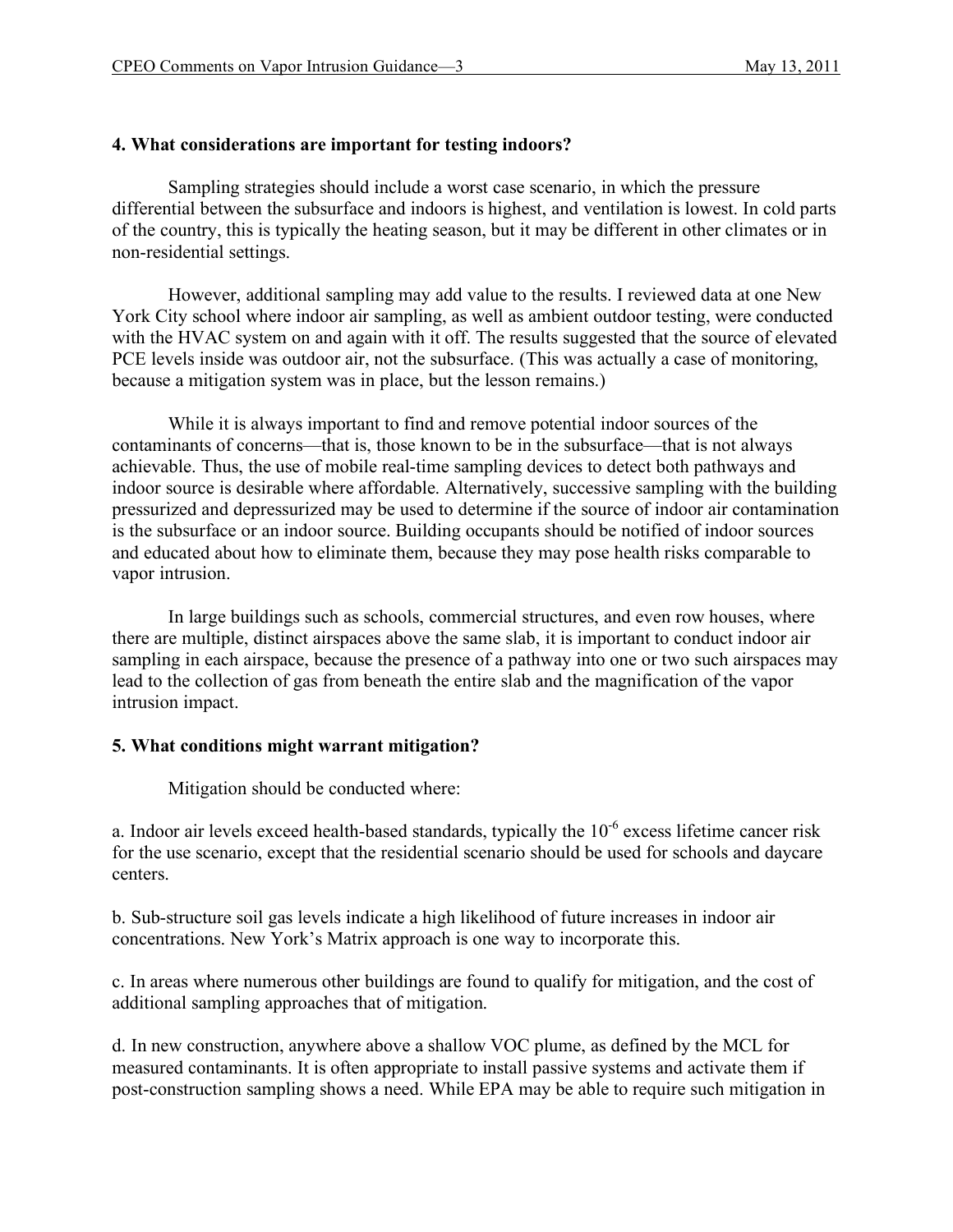**4. What considerations are important for testing indoors?**

Sampling strategies should include a worst case scenario, in which the pressure differential between the subsurface and indoors is highest, and ventilation is lowest. In cold parts of the country, this is typically the heating season, but it may be different in other climates or in non-residential settings.

However, additional sampling may add value to the results. I reviewed data at one New York City school where indoor air sampling, as well as ambient outdoor testing, were conducted with the HVAC system on and again with it off. The results suggested that the source of elevated PCE levels inside was outdoor air, not the subsurface. (This was actually a case of monitoring, because a mitigation system was in place, but the lesson remains.)

While it is always important to find and remove potential indoor sources of the contaminants of concerns—that is, those known to be in the subsurface—that is not always achievable. Thus, the use of mobile real-time sampling devices to detect both pathways and indoor source is desirable where affordable. Alternatively, successive sampling with the building pressurized and depressurized may be used to determine if the source of indoor air contamination is the subsurface or an indoor source. Building occupants should be notified of indoor sources and educated about how to eliminate them, because they may pose health risks comparable to vapor intrusion.

In large buildings such as schools, commercial structures, and even row houses, where there are multiple, distinct airspaces above the same slab, it is important to conduct indoor air sampling in each airspace, because the presence of a pathway into one or two such airspaces may lead to the collection of gas from beneath the entire slab and the magnification of the vapor intrusion impact.

**5. What conditions might warrant mitigation?**

Mitigation should be conducted where:

a. Indoor air levels exceed health-based standards, typically the $10^{-6}$ excess lifetime cancer risk for the use scenario, except that the residential scenario should be used for schools and daycare centers.

b. Sub-structure soil gas levels indicate a high likelihood of future increases in indoor air concentrations. New York's Matrix approach is one way to incorporate this.

c. In areas where numerous other buildings are found to qualify for mitigation, and the cost of additional sampling approaches that of mitigation.

d. In new construction, anywhere above a shallow VOC plume, as defined by the MCL for measured contaminants. It is often appropriate to install passive systems and activate them if post-construction sampling shows a need. While EPA may be able to require such mitigation in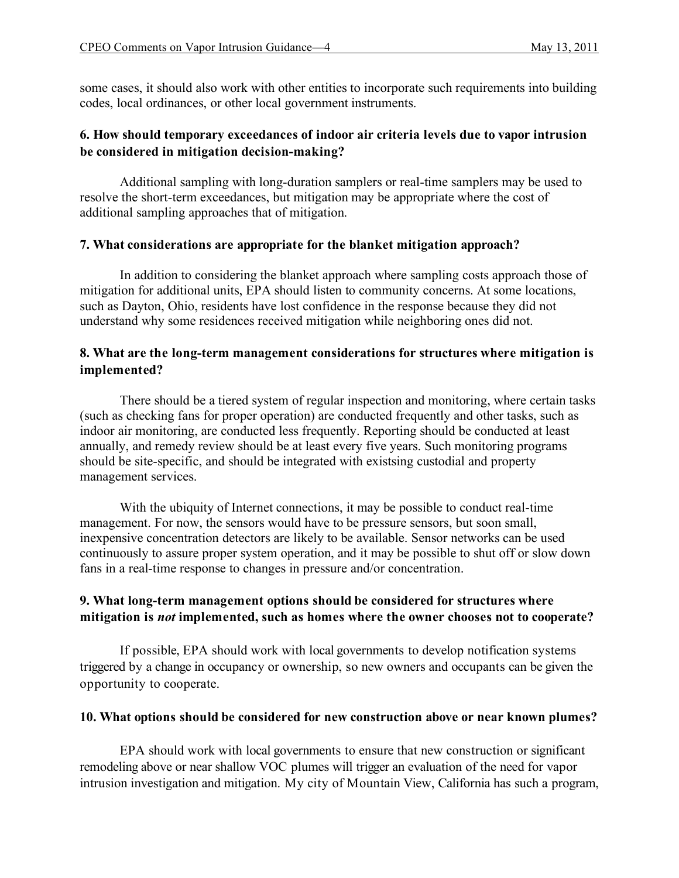some cases, it should also work with other entities to incorporate such requirements into building codes, local ordinances, or other local government instruments.

### 6. How should temporary exceedances of indoor air criteria levels due to vapor intrusion be considered in mitigation decision-making?

Additional sampling with long-duration samplers or real-time samplers may be used to resolve the short-term exceedances, but mitigation may be appropriate where the cost of additional sampling approaches that of mitigation.

### 7. What considerations are appropriate for the blanket mitigation approach?

In addition to considering the blanket approach where sampling costs approach those of mitigation for additional units, EPA should listen to community concerns. At some locations, such as Dayton, Ohio, residents have lost confidence in the response because they did not understand why some residences received mitigation while neighboring ones did not.

### 8. What are the long-term management considerations for structures where mitigation is implemented?

There should be a tiered system of regular inspection and monitoring, where certain tasks (such as checking fans for proper operation) are conducted frequently and other tasks, such as indoor air monitoring, are conducted less frequently. Reporting should be conducted at least annually, and remedy review should be at least every five years. Such monitoring programs should be site-specific, and should be integrated with existsing custodial and property management services.

With the ubiquity of Internet connections, it may be possible to conduct real-time management. For now, the sensors would have to be pressure sensors, but soon small, inexpensive concentration detectors are likely to be available. Sensor networks can be used continuously to assure proper system operation, and it may be possible to shut off or slow down fans in a real-time response to changes in pressure and/or concentration.

### 9. What long-term management options should be considered for structures where mitigation is *not* implemented, such as homes where the owner chooses not to cooperate?

If possible, EPA should work with local governments to develop notification systems triggered by a change in occupancy or ownership, so new owners and occupants can be given the opportunity to cooperate.

### 10. What options should be considered for new construction above or near known plumes?

EPA should work with local governments to ensure that new construction or significant remodeling above or near shallow VOC plumes will trigger an evaluation of the need for vapor intrusion investigation and mitigation. My city of Mountain View, California has such a program,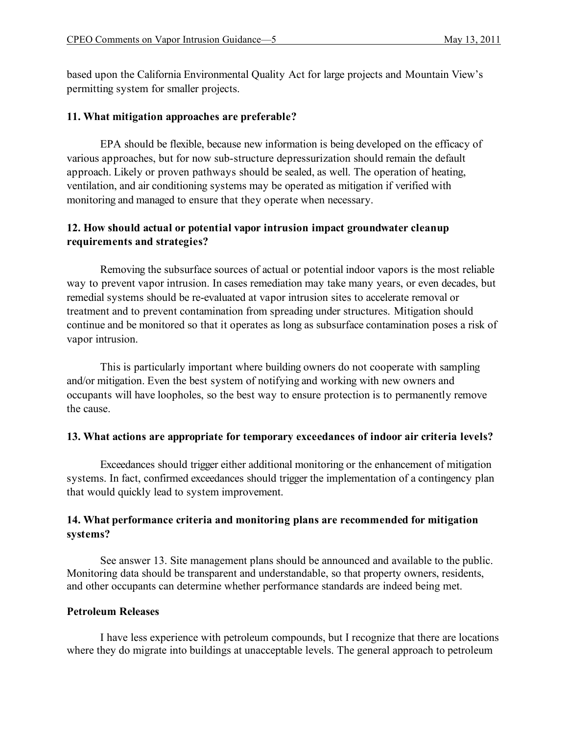based upon the California Environmental Quality Act for large projects and Mountain View's permitting system for smaller projects.

**11. What mitigation approaches are preferable?**

EPA should be flexible, because new information is being developed on the efficacy of various approaches, but for now sub-structure depressurization should remain the default approach. Likely or proven pathways should be sealed, as well. The operation of heating, ventilation, and air conditioning systems may be operated as mitigation if verified with monitoring and managed to ensure that they operate when necessary.

**12. How should actual or potential vapor intrusion impact groundwater cleanup requirements and strategies?**

Removing the subsurface sources of actual or potential indoor vapors is the most reliable way to prevent vapor intrusion. In cases remediation may take many years, or even decades, but remedial systems should be re-evaluated at vapor intrusion sites to accelerate removal or treatment and to prevent contamination from spreading under structures. Mitigation should continue and be monitored so that it operates as long as subsurface contamination poses a risk of vapor intrusion.

This is particularly important where building owners do not cooperate with sampling and/or mitigation. Even the best system of notifying and working with new owners and occupants will have loopholes, so the best way to ensure protection is to permanently remove the cause.

**13. What actions are appropriate for temporary exceedances of indoor air criteria levels?**

Exceedances should trigger either additional monitoring or the enhancement of mitigation systems. In fact, confirmed exceedances should trigger the implementation of a contingency plan that would quickly lead to system improvement.

**14. What performance criteria and monitoring plans are recommended for mitigation systems?**

See answer 13. Site management plans should be announced and available to the public. Monitoring data should be transparent and understandable, so that property owners, residents, and other occupants can determine whether performance standards are indeed being met.

**Petroleum Releases**

I have less experience with petroleum compounds, but I recognize that there are locations where they do migrate into buildings at unacceptable levels. The general approach to petroleum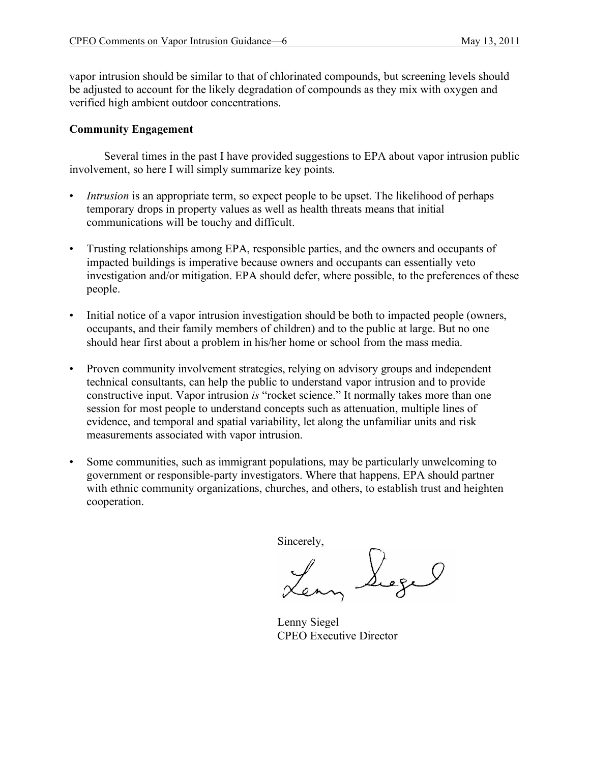vapor intrusion should be similar to that of chlorinated compounds, but screening levels should be adjusted to account for the likely degradation of compounds as they mix with oxygen and verified high ambient outdoor concentrations.

**Community Engagement**

Several times in the past I have provided suggestions to EPA about vapor intrusion public involvement, so here I will simply summarize key points.

- *Intrusion* is an appropriate term, so expect people to be upset. The likelihood of perhaps temporary drops in property values as well as health threats means that initial communications will be touchy and difficult.

- Trusting relationships among EPA, responsible parties, and the owners and occupants of impacted buildings is imperative because owners and occupants can essentially veto investigation and/or mitigation. EPA should defer, where possible, to the preferences of these people.

- Initial notice of a vapor intrusion investigation should be both to impacted people (owners, occupants, and their family members of children) and to the public at large. But no one should hear first about a problem in his/her home or school from the mass media.

- Proven community involvement strategies, relying on advisory groups and independent technical consultants, can help the public to understand vapor intrusion and to provide constructive input. Vapor intrusion *is* "rocket science." It normally takes more than one session for most people to understand concepts such as attenuation, multiple lines of evidence, and temporal and spatial variability, let along the unfamiliar units and risk measurements associated with vapor intrusion.

- Some communities, such as immigrant populations, may be particularly unwelcoming to government or responsible-party investigators. Where that happens, EPA should partner with ethnic community organizations, churches, and others, to establish trust and heighten cooperation.

Sincerely,

Lenny Siegel

Lenny Siegel
CPEO Executive Director